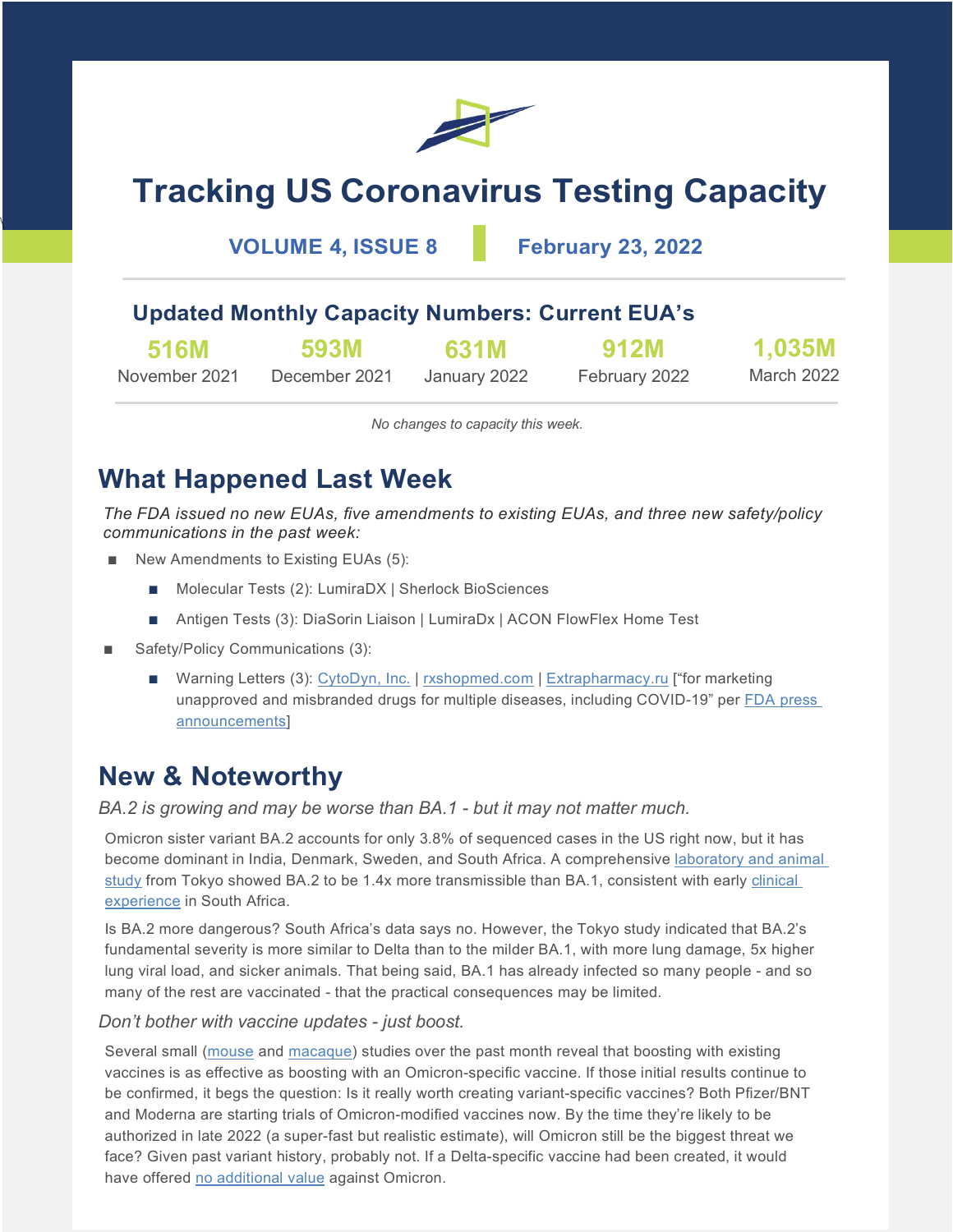# Tracking US Coronavirus Testing Capacity

**VOLUME 4, ISSUE 8** | **February 23, 2022**

## Updated Monthly Capacity Numbers: Current EUA's

| 516M | 593M | 631M | 912M | 1,035M |
|---|---|---|---|---|
| November 2021 | December 2021 | January 2022 | February 2022 | March 2022 |

*No changes to capacity this week.*

## What Happened Last Week

*The FDA issued no new EUAs, five amendments to existing EUAs, and three new safety/policy communications in the past week:*

- New Amendments to Existing EUAs (5):
  - Molecular Tests (2): LumiraDX | Sherlock BioSciences
  - Antigen Tests (3): DiaSorin Liaison | LumiraDx | ACON FlowFlex Home Test
- Safety/Policy Communications (3):
  - Warning Letters (3): CytoDyn, Inc. | rxshopmed.com | Extrapharmacy.ru ["for marketing unapproved and misbranded drugs for multiple diseases, including COVID-19" per FDA press announcements]

## New & Noteworthy

*BA.2 is growing and may be worse than BA.1 - but it may not matter much.*

Omicron sister variant BA.2 accounts for only 3.8% of sequenced cases in the US right now, but it has become dominant in India, Denmark, Sweden, and South Africa. A comprehensive laboratory and animal study from Tokyo showed BA.2 to be 1.4x more transmissible than BA.1, consistent with early clinical experience in South Africa.

Is BA.2 more dangerous? South Africa's data says no. However, the Tokyo study indicated that BA.2's fundamental severity is more similar to Delta than to the milder BA.1, with more lung damage, 5x higher lung viral load, and sicker animals. That being said, BA.1 has already infected so many people - and so many of the rest are vaccinated - that the practical consequences may be limited.

*Don't bother with vaccine updates - just boost.*

Several small (mouse and macaque) studies over the past month reveal that boosting with existing vaccines is as effective as boosting with an Omicron-specific vaccine. If those initial results continue to be confirmed, it begs the question: Is it really worth creating variant-specific vaccines? Both Pfizer/BNT and Moderna are starting trials of Omicron-modified vaccines now. By the time they're likely to be authorized in late 2022 (a super-fast but realistic estimate), will Omicron still be the biggest threat we face? Given past variant history, probably not. If a Delta-specific vaccine had been created, it would have offered no additional value against Omicron.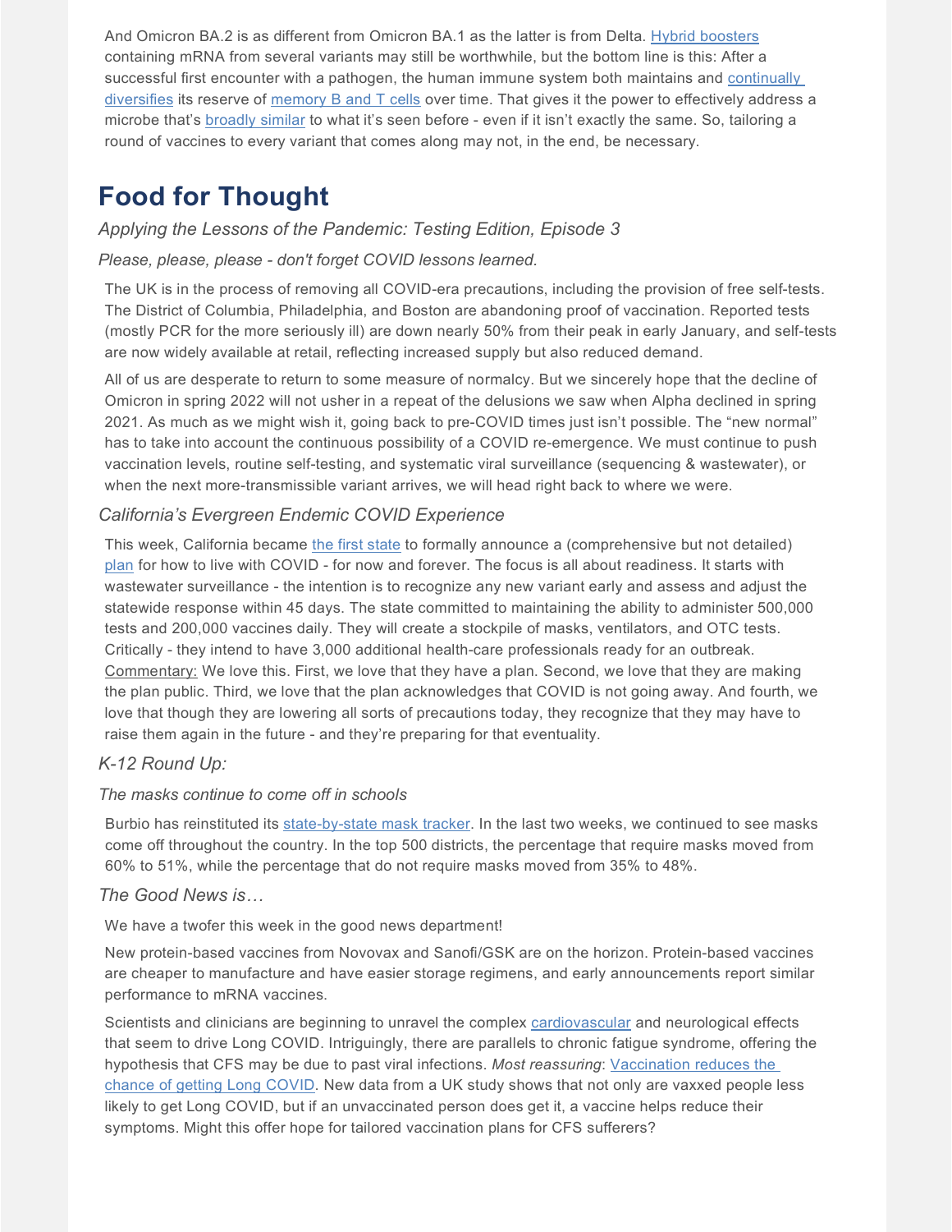And Omicron BA.2 is as different from Omicron BA.1 as the latter is from Delta. Hybrid boosters containing mRNA from several variants may still be worthwhile, but the bottom line is this: After a successful first encounter with a pathogen, the human immune system both maintains and continually diversifies its reserve of memory B and T cells over time. That gives it the power to effectively address a microbe that's broadly similar to what it's seen before - even if it isn't exactly the same. So, tailoring a round of vaccines to every variant that comes along may not, in the end, be necessary.

# Food for Thought

### *Applying the Lessons of the Pandemic: Testing Edition, Episode 3*

*Please, please, please - don't forget COVID lessons learned.*

The UK is in the process of removing all COVID-era precautions, including the provision of free self-tests. The District of Columbia, Philadelphia, and Boston are abandoning proof of vaccination. Reported tests (mostly PCR for the more seriously ill) are down nearly 50% from their peak in early January, and self-tests are now widely available at retail, reflecting increased supply but also reduced demand.

All of us are desperate to return to some measure of normalcy. But we sincerely hope that the decline of Omicron in spring 2022 will not usher in a repeat of the delusions we saw when Alpha declined in spring 2021. As much as we might wish it, going back to pre-COVID times just isn't possible. The "new normal" has to take into account the continuous possibility of a COVID re-emergence. We must continue to push vaccination levels, routine self-testing, and systematic viral surveillance (sequencing & wastewater), or when the next more-transmissible variant arrives, we will head right back to where we were.

### *California's Evergreen Endemic COVID Experience*

This week, California became the first state to formally announce a (comprehensive but not detailed) plan for how to live with COVID - for now and forever. The focus is all about readiness. It starts with wastewater surveillance - the intention is to recognize any new variant early and assess and adjust the statewide response within 45 days. The state committed to maintaining the ability to administer 500,000 tests and 200,000 vaccines daily. They will create a stockpile of masks, ventilators, and OTC tests. Critically - they intend to have 3,000 additional health-care professionals ready for an outbreak. Commentary: We love this. First, we love that they have a plan. Second, we love that they are making the plan public. Third, we love that the plan acknowledges that COVID is not going away. And fourth, we love that though they are lowering all sorts of precautions today, they recognize that they may have to raise them again in the future - and they're preparing for that eventuality.

### *K-12 Round Up:*

*The masks continue to come off in schools*

Burbio has reinstituted its state-by-state mask tracker. In the last two weeks, we continued to see masks come off throughout the country. In the top 500 districts, the percentage that require masks moved from 60% to 51%, while the percentage that do not require masks moved from 35% to 48%.

### *The Good News is…*

We have a twofer this week in the good news department!

New protein-based vaccines from Novovax and Sanofi/GSK are on the horizon. Protein-based vaccines are cheaper to manufacture and have easier storage regimens, and early announcements report similar performance to mRNA vaccines.

Scientists and clinicians are beginning to unravel the complex cardiovascular and neurological effects that seem to drive Long COVID. Intriguingly, there are parallels to chronic fatigue syndrome, offering the hypothesis that CFS may be due to past viral infections. *Most reassuring*: Vaccination reduces the chance of getting Long COVID. New data from a UK study shows that not only are vaxxed people less likely to get Long COVID, but if an unvaccinated person does get it, a vaccine helps reduce their symptoms. Might this offer hope for tailored vaccination plans for CFS sufferers?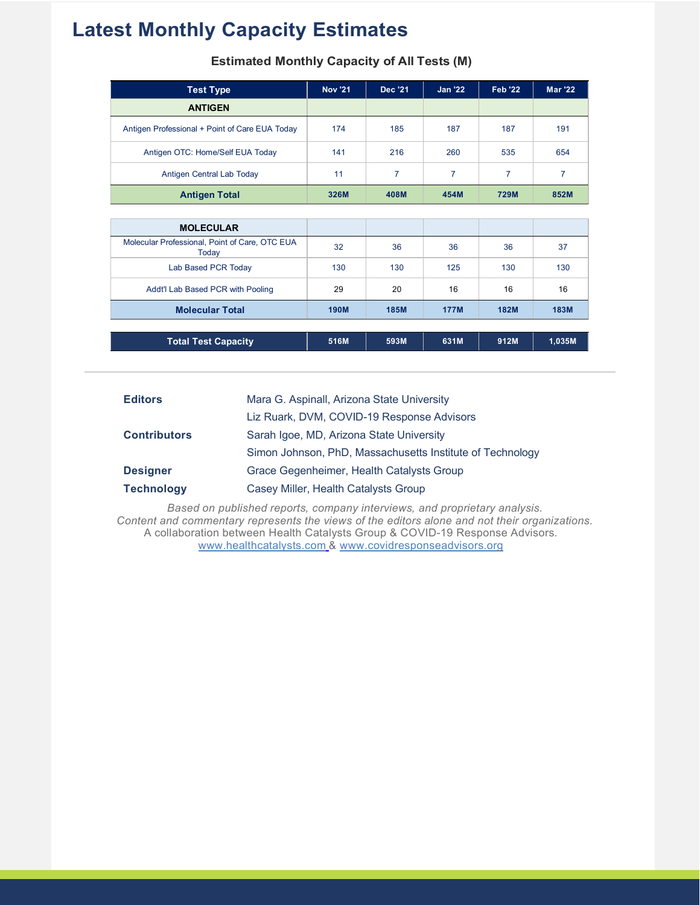# Latest Monthly Capacity Estimates

### Estimated Monthly Capacity of All Tests (M)

| Test Type | Nov '21 | Dec '21 | Jan '22 | Feb '22 | Mar '22 |
|---|---|---|---|---|---|
| **ANTIGEN** | | | | | |
| Antigen Professional + Point of Care EUA Today | 174 | 185 | 187 | 187 | 191 |
| Antigen OTC: Home/Self EUA Today | 141 | 216 | 260 | 535 | 654 |
| Antigen Central Lab Today | 11 | 7 | 7 | 7 | 7 |
| **Antigen Total** | **326M** | **408M** | **454M** | **729M** | **852M** |
| **MOLECULAR** | | | | | |
| Molecular Professional, Point of Care, OTC EUA Today | 32 | 36 | 36 | 36 | 37 |
| Lab Based PCR Today | 130 | 130 | 125 | 130 | 130 |
| Addt'l Lab Based PCR with Pooling | 29 | 20 | 16 | 16 | 16 |
| **Molecular Total** | **190M** | **185M** | **177M** | **182M** | **183M** |
| **Total Test Capacity** | **516M** | **593M** | **631M** | **912M** | **1,035M** |

---

**Editors** Mara G. Aspinall, Arizona State University
Liz Ruark, DVM, COVID-19 Response Advisors

**Contributors** Sarah Igoe, MD, Arizona State University
Simon Johnson, PhD, Massachusetts Institute of Technology

**Designer** Grace Gegenheimer, Health Catalysts Group

**Technology** Casey Miller, Health Catalysts Group

*Based on published reports, company interviews, and proprietary analysis.*
*Content and commentary represents the views of the editors alone and not their organizations.*
A collaboration between Health Catalysts Group & COVID-19 Response Advisors.
www.healthcatalysts.com & www.covidresponseadvisors.org